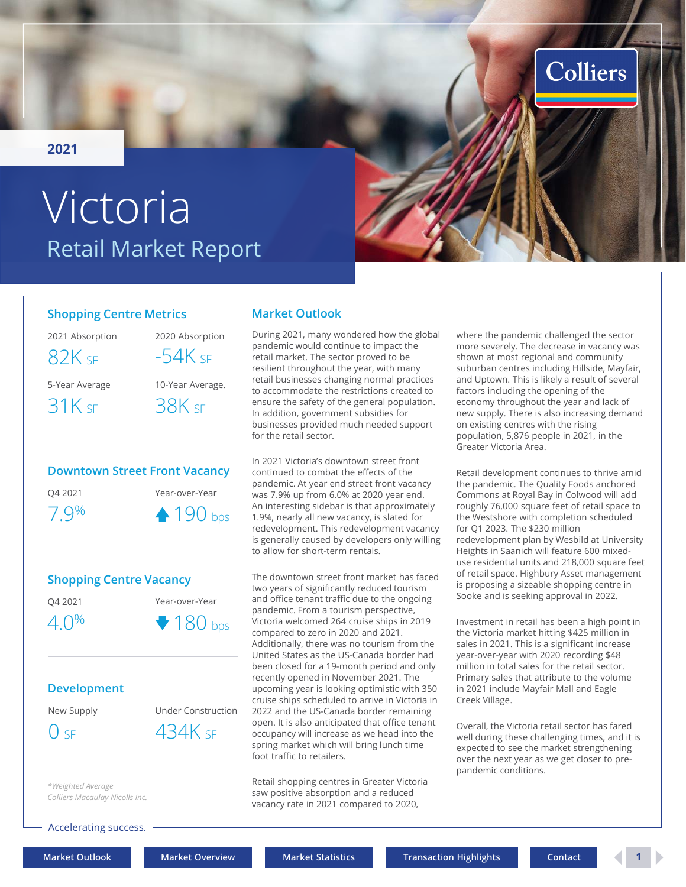2021

# Victoria

## Retail Market Report

### Shopping Centre Metrics

| 2021 Absorption | 2020 Absorption |
|---|---|
| 82K SF | -54K SF |
| **5-Year Average** | **10-Year Average.** |
| 31K SF | 38K SF |

### Downtown Street Front Vacancy

| Q4 2021 | Year-over-Year |
|---|---|
| 7.9% | ▲ 190 bps |

### Shopping Centre Vacancy

| Q4 2021 | Year-over-Year |
|---|---|
| 4.0% | ▼ 180 bps |

### Development

| New Supply | Under Construction |
|---|---|
| 0 SF | 434K SF |

*\*Weighted Average*

*Colliers Macaulay Nicolls Inc.*

### Market Outlook

During 2021, many wondered how the global pandemic would continue to impact the retail market. The sector proved to be resilient throughout the year, with many retail businesses changing normal practices to accommodate the restrictions created to ensure the safety of the general population. In addition, government subsidies for businesses provided much needed support for the retail sector.

In 2021 Victoria's downtown street front continued to combat the effects of the pandemic. At year end street front vacancy was 7.9% up from 6.0% at 2020 year end. An interesting sidebar is that approximately 1.9%, nearly all new vacancy, is slated for redevelopment. This redevelopment vacancy is generally caused by developers only willing to allow for short-term rentals.

The downtown street front market has faced two years of significantly reduced tourism and office tenant traffic due to the ongoing pandemic. From a tourism perspective, Victoria welcomed 264 cruise ships in 2019 compared to zero in 2020 and 2021. Additionally, there was no tourism from the United States as the US-Canada border had been closed for a 19-month period and only recently opened in November 2021. The upcoming year is looking optimistic with 350 cruise ships scheduled to arrive in Victoria in 2022 and the US-Canada border remaining open. It is also anticipated that office tenant occupancy will increase as we head into the spring market which will bring lunch time foot traffic to retailers.

Retail shopping centres in Greater Victoria saw positive absorption and a reduced vacancy rate in 2021 compared to 2020, where the pandemic challenged the sector more severely. The decrease in vacancy was shown at most regional and community suburban centres including Hillside, Mayfair, and Uptown. This is likely a result of several factors including the opening of the economy throughout the year and lack of new supply. There is also increasing demand on existing centres with the rising population, 5,876 people in 2021, in the Greater Victoria Area.

Retail development continues to thrive amid the pandemic. The Quality Foods anchored Commons at Royal Bay in Colwood will add roughly 76,000 square feet of retail space to the Westshore with completion scheduled for Q1 2023. The $230 million redevelopment plan by Wesbild at University Heights in Saanich will feature 600 mixed-use residential units and 218,000 square feet of retail space. Highbury Asset management is proposing a sizeable shopping centre in Sooke and is seeking approval in 2022.

Investment in retail has been a high point in the Victoria market hitting $425 million in sales in 2021. This is a significant increase year-over-year with 2020 recording $48 million in total sales for the retail sector. Primary sales that attribute to the volume in 2021 include Mayfair Mall and Eagle Creek Village.

Overall, the Victoria retail sector has fared well during these challenging times, and it is expected to see the market strengthening over the next year as we get closer to pre-pandemic conditions.

Accelerating success.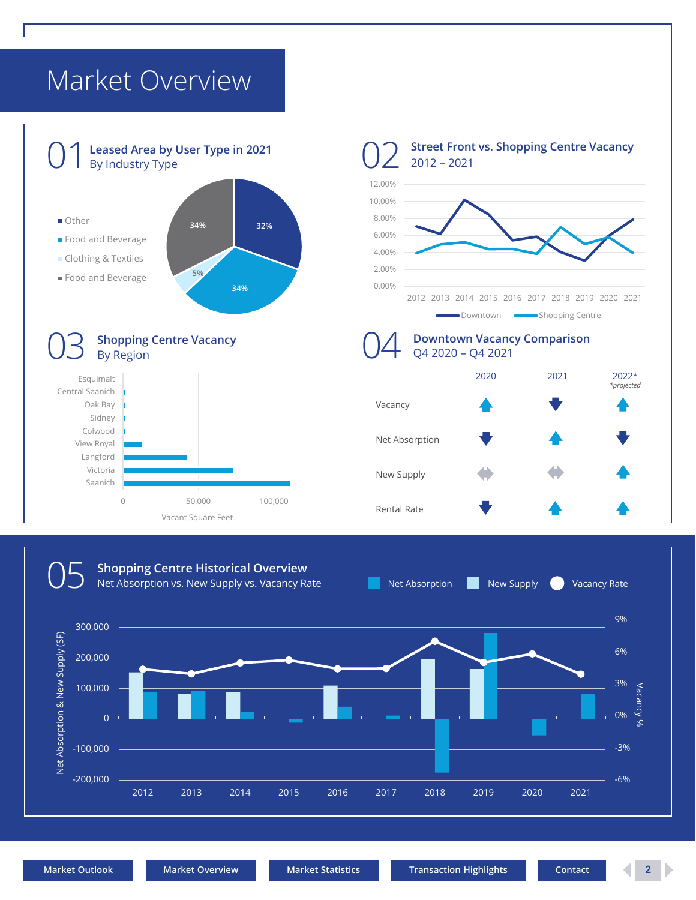# Market Overview

## 01 Leased Area by User Type in 2021

By Industry Type

- Other
- Food and Beverage
- Clothing & Textiles
- Food and Beverage

34%, 32%, 5%, 34%

## 02 Street Front vs. Shopping Centre Vacancy

2012 – 2021

12.00%, 10.00%, 8.00%, 6.00%, 4.00%, 2.00%, 0.00%

2012 2013 2014 2015 2016 2017 2018 2019 2020 2021

Downtown — Shopping Centre

## 03 Shopping Centre Vacancy

By Region

Esquimalt, Central Saanich, Oak Bay, Sidney, Colwood, View Royal, Langford, Victoria, Saanich

0 — 50,000 — 100,000

Vacant Square Feet

## 04 Downtown Vacancy Comparison

Q4 2020 – Q4 2021

| | 2020 | 2021 | 2022* *projected* |
|---|---|---|---|
| Vacancy | ▲ | ▼ | ▲ |
| Net Absorption | ▼ | ▲ | ▼ |
| New Supply | ◆ | ◆ | ▲ |
| Rental Rate | ▼ | ▲ | ▲ |

## 05 Shopping Centre Historical Overview

Net Absorption vs. New Supply vs. Vacancy Rate

Net Absorption — New Supply — Vacancy Rate

Net Absorption & New Supply (SF): 300,000, 200,000, 100,000, 0, -100,000, -200,000

Vacancy %: 9%, 6%, 3%, 0%, -3%, -6%

2012 2013 2014 2015 2016 2017 2018 2019 2020 2021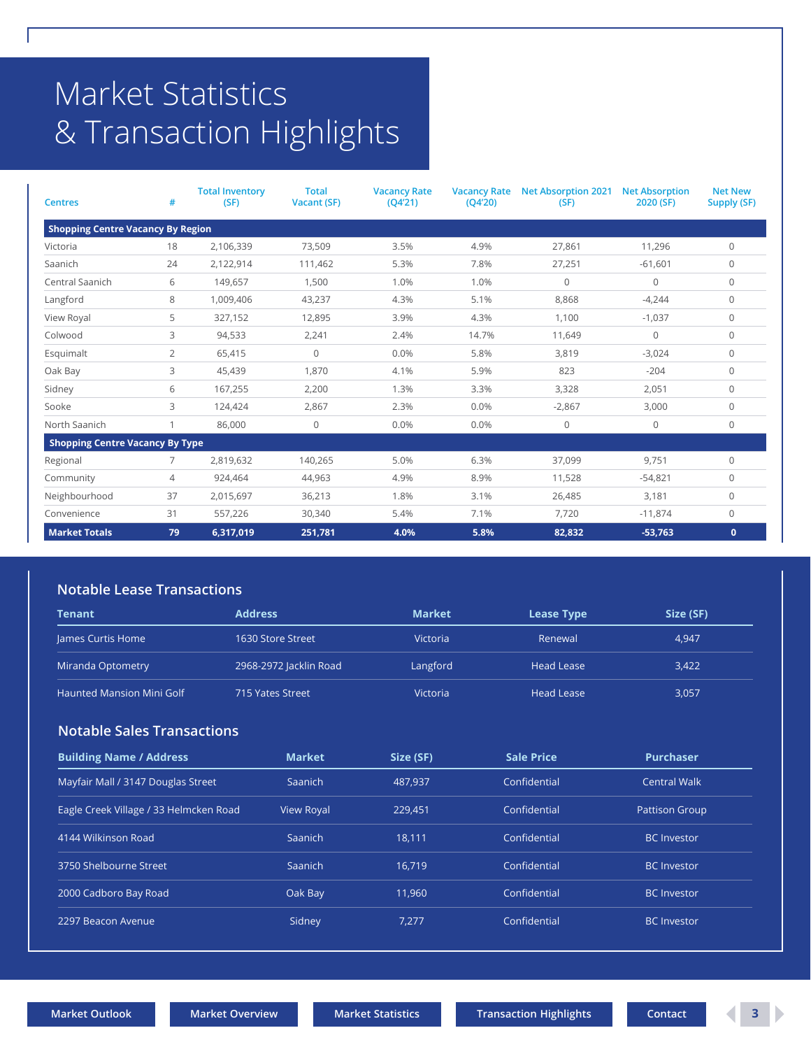# Market Statistics & Transaction Highlights

| Centres | # | Total Inventory (SF) | Total Vacant (SF) | Vacancy Rate (Q4'21) | Vacancy Rate (Q4'20) | Net Absorption 2021 (SF) | Net Absorption 2020 (SF) | Net New Supply (SF) |
|---|---|---|---|---|---|---|---|---|
| **Shopping Centre Vacancy By Region** | | | | | | | | |
| Victoria | 18 | 2,106,339 | 73,509 | 3.5% | 4.9% | 27,861 | 11,296 | 0 |
| Saanich | 24 | 2,122,914 | 111,462 | 5.3% | 7.8% | 27,251 | -61,601 | 0 |
| Central Saanich | 6 | 149,657 | 1,500 | 1.0% | 1.0% | 0 | 0 | 0 |
| Langford | 8 | 1,009,406 | 43,237 | 4.3% | 5.1% | 8,868 | -4,244 | 0 |
| View Royal | 5 | 327,152 | 12,895 | 3.9% | 4.3% | 1,100 | -1,037 | 0 |
| Colwood | 3 | 94,533 | 2,241 | 2.4% | 14.7% | 11,649 | 0 | 0 |
| Esquimalt | 2 | 65,415 | 0 | 0.0% | 5.8% | 3,819 | -3,024 | 0 |
| Oak Bay | 3 | 45,439 | 1,870 | 4.1% | 5.9% | 823 | -204 | 0 |
| Sidney | 6 | 167,255 | 2,200 | 1.3% | 3.3% | 3,328 | 2,051 | 0 |
| Sooke | 3 | 124,424 | 2,867 | 2.3% | 0.0% | -2,867 | 3,000 | 0 |
| North Saanich | 1 | 86,000 | 0 | 0.0% | 0.0% | 0 | 0 | 0 |
| **Shopping Centre Vacancy By Type** | | | | | | | | |
| Regional | 7 | 2,819,632 | 140,265 | 5.0% | 6.3% | 37,099 | 9,751 | 0 |
| Community | 4 | 924,464 | 44,963 | 4.9% | 8.9% | 11,528 | -54,821 | 0 |
| Neighbourhood | 37 | 2,015,697 | 36,213 | 1.8% | 3.1% | 26,485 | 3,181 | 0 |
| Convenience | 31 | 557,226 | 30,340 | 5.4% | 7.1% | 7,720 | -11,874 | 0 |
| **Market Totals** | **79** | **6,317,019** | **251,781** | **4.0%** | **5.8%** | **82,832** | **-53,763** | **0** |

## Notable Lease Transactions

| Tenant | Address | Market | Lease Type | Size (SF) |
|---|---|---|---|---|
| James Curtis Home | 1630 Store Street | Victoria | Renewal | 4,947 |
| Miranda Optometry | 2968-2972 Jacklin Road | Langford | Head Lease | 3,422 |
| Haunted Mansion Mini Golf | 715 Yates Street | Victoria | Head Lease | 3,057 |

## Notable Sales Transactions

| Building Name / Address | Market | Size (SF) | Sale Price | Purchaser |
|---|---|---|---|---|
| Mayfair Mall / 3147 Douglas Street | Saanich | 487,937 | Confidential | Central Walk |
| Eagle Creek Village / 33 Helmcken Road | View Royal | 229,451 | Confidential | Pattison Group |
| 4144 Wilkinson Road | Saanich | 18,111 | Confidential | BC Investor |
| 3750 Shelbourne Street | Saanich | 16,719 | Confidential | BC Investor |
| 2000 Cadboro Bay Road | Oak Bay | 11,960 | Confidential | BC Investor |
| 2297 Beacon Avenue | Sidney | 7,277 | Confidential | BC Investor |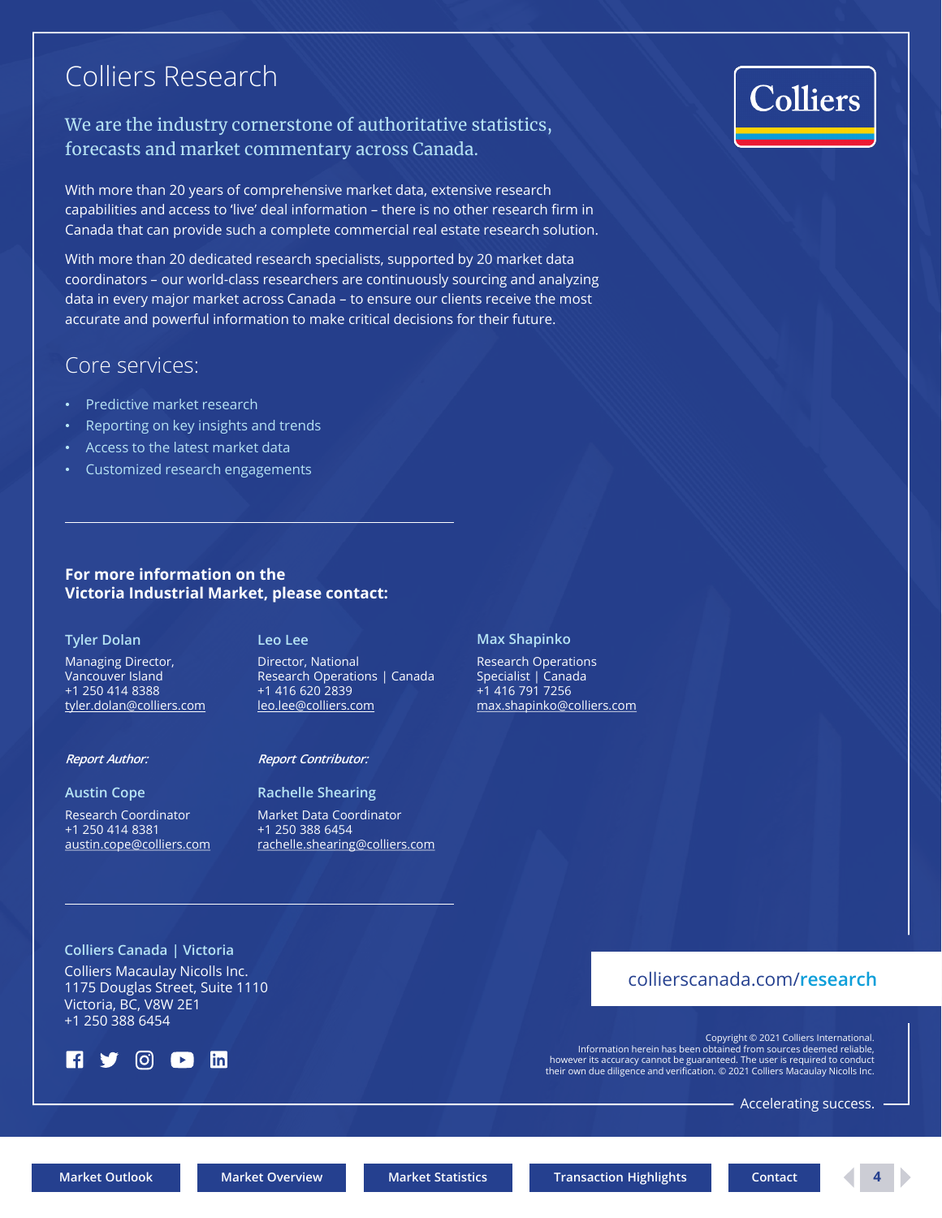# Colliers Research

We are the industry cornerstone of authoritative statistics, forecasts and market commentary across Canada.

With more than 20 years of comprehensive market data, extensive research capabilities and access to 'live' deal information – there is no other research firm in Canada that can provide such a complete commercial real estate research solution.

With more than 20 dedicated research specialists, supported by 20 market data coordinators – our world-class researchers are continuously sourcing and analyzing data in every major market across Canada – to ensure our clients receive the most accurate and powerful information to make critical decisions for their future.

## Core services:

- Predictive market research
- Reporting on key insights and trends
- Access to the latest market data
- Customized research engagements

**For more information on the Victoria Industrial Market, please contact:**

**Tyler Dolan**
Managing Director, Vancouver Island
+1 250 414 8388
tyler.dolan@colliers.com

**Leo Lee**
Director, National Research Operations | Canada
+1 416 620 2839
leo.lee@colliers.com

**Max Shapinko**
Research Operations Specialist | Canada
+1 416 791 7256
max.shapinko@colliers.com

*Report Author:*

**Austin Cope**
Research Coordinator
+1 250 414 8381
austin.cope@colliers.com

*Report Contributor:*

**Rachelle Shearing**
Market Data Coordinator
+1 250 388 6454
rachelle.shearing@colliers.com

**Colliers Canada | Victoria**
Colliers Macaulay Nicolls Inc.
1175 Douglas Street, Suite 1110
Victoria, BC, V8W 2E1
+1 250 388 6454

collierscanada.com/research

Copyright © 2021 Colliers International.
Information herein has been obtained from sources deemed reliable, however its accuracy cannot be guaranteed. The user is required to conduct their own due diligence and verification. © 2021 Colliers Macaulay Nicolls Inc.

Accelerating success.